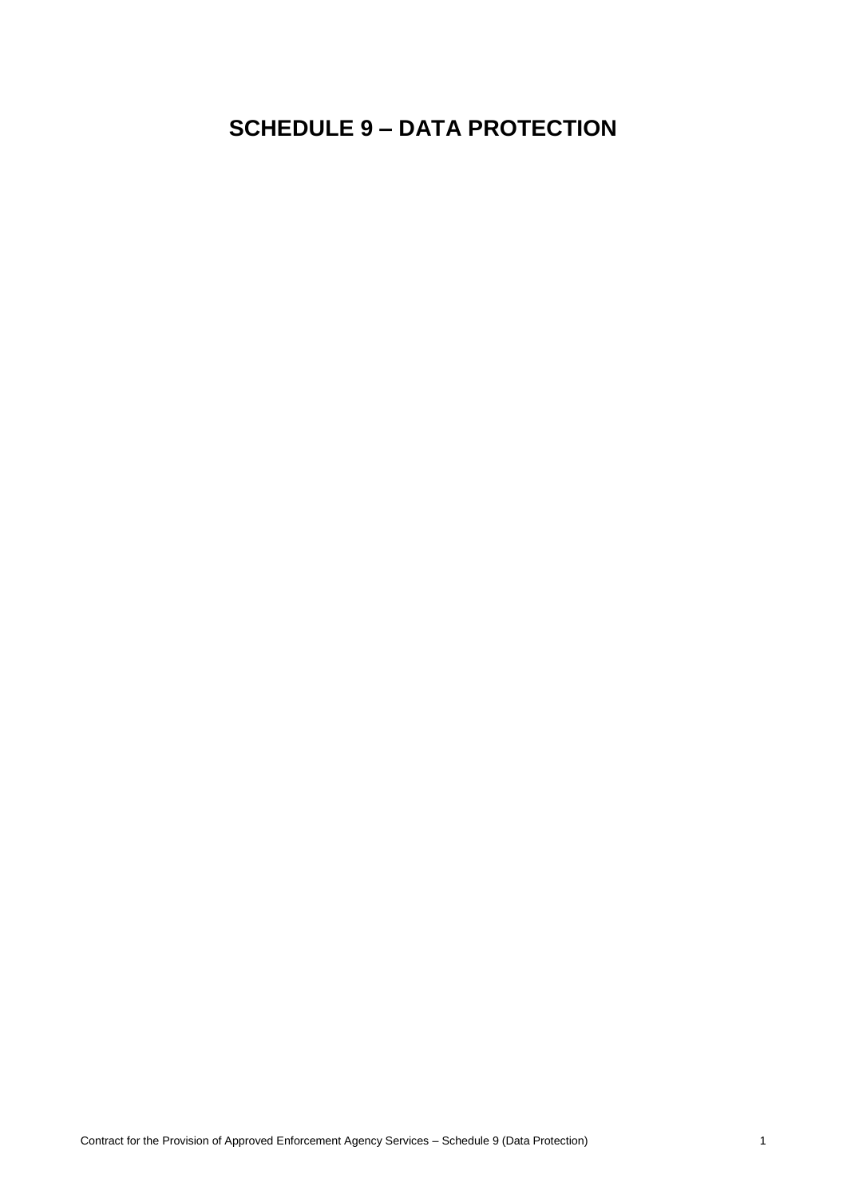# SCHEDULE 9 – DATA PROTECTION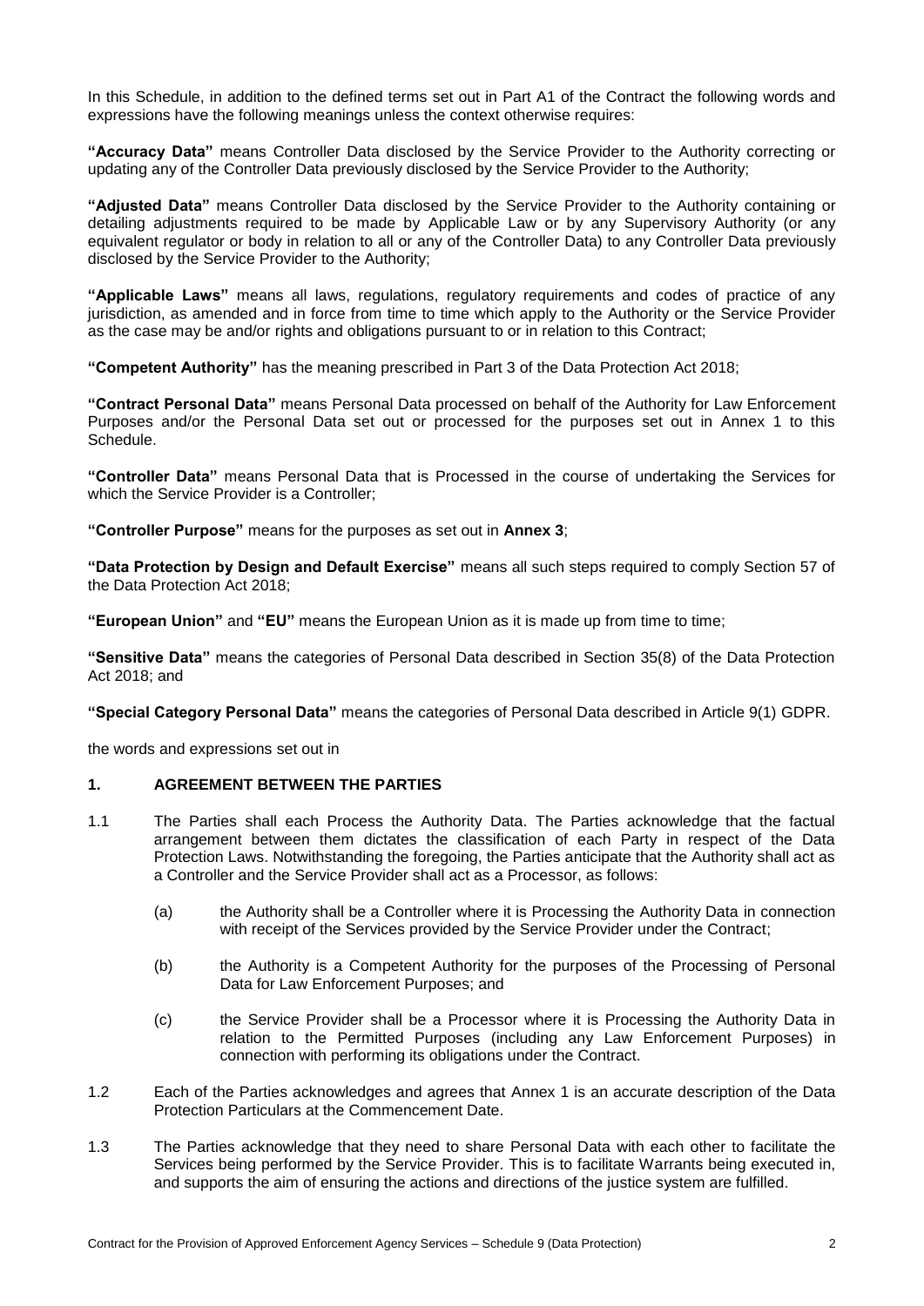In this Schedule, in addition to the defined terms set out in Part A1 of the Contract the following words and expressions have the following meanings unless the context otherwise requires:

**"Accuracy Data"** means Controller Data disclosed by the Service Provider to the Authority correcting or updating any of the Controller Data previously disclosed by the Service Provider to the Authority;

**"Adjusted Data"** means Controller Data disclosed by the Service Provider to the Authority containing or detailing adjustments required to be made by Applicable Law or by any Supervisory Authority (or any equivalent regulator or body in relation to all or any of the Controller Data) to any Controller Data previously disclosed by the Service Provider to the Authority;

**"Applicable Laws"** means all laws, regulations, regulatory requirements and codes of practice of any jurisdiction, as amended and in force from time to time which apply to the Authority or the Service Provider as the case may be and/or rights and obligations pursuant to or in relation to this Contract;

**"Competent Authority"** has the meaning prescribed in Part 3 of the Data Protection Act 2018;

**"Contract Personal Data"** means Personal Data processed on behalf of the Authority for Law Enforcement Purposes and/or the Personal Data set out or processed for the purposes set out in Annex 1 to this Schedule.

**"Controller Data"** means Personal Data that is Processed in the course of undertaking the Services for which the Service Provider is a Controller;

**"Controller Purpose"** means for the purposes as set out in **Annex 3**;

**"Data Protection by Design and Default Exercise"** means all such steps required to comply Section 57 of the Data Protection Act 2018;

**"European Union"** and **"EU"** means the European Union as it is made up from time to time;

**"Sensitive Data"** means the categories of Personal Data described in Section 35(8) of the Data Protection Act 2018; and

**"Special Category Personal Data"** means the categories of Personal Data described in Article 9(1) GDPR.

the words and expressions set out in

## 1. AGREEMENT BETWEEN THE PARTIES

1.1 The Parties shall each Process the Authority Data. The Parties acknowledge that the factual arrangement between them dictates the classification of each Party in respect of the Data Protection Laws. Notwithstanding the foregoing, the Parties anticipate that the Authority shall act as a Controller and the Service Provider shall act as a Processor, as follows:

   (a) the Authority shall be a Controller where it is Processing the Authority Data in connection with receipt of the Services provided by the Service Provider under the Contract;

   (b) the Authority is a Competent Authority for the purposes of the Processing of Personal Data for Law Enforcement Purposes; and

   (c) the Service Provider shall be a Processor where it is Processing the Authority Data in relation to the Permitted Purposes (including any Law Enforcement Purposes) in connection with performing its obligations under the Contract.

1.2 Each of the Parties acknowledges and agrees that Annex 1 is an accurate description of the Data Protection Particulars at the Commencement Date.

1.3 The Parties acknowledge that they need to share Personal Data with each other to facilitate the Services being performed by the Service Provider. This is to facilitate Warrants being executed in, and supports the aim of ensuring the actions and directions of the justice system are fulfilled.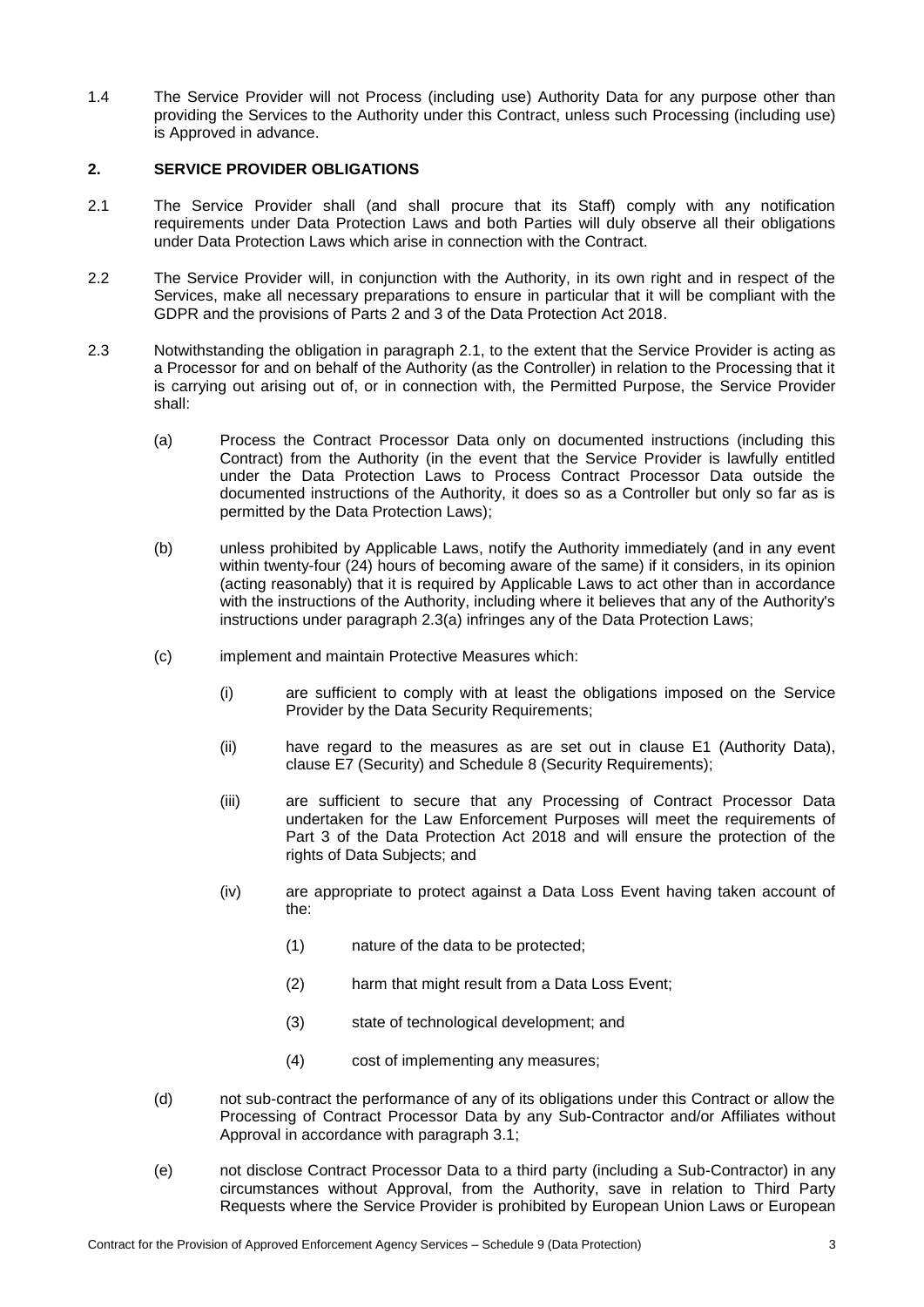1.4 The Service Provider will not Process (including use) Authority Data for any purpose other than providing the Services to the Authority under this Contract, unless such Processing (including use) is Approved in advance.

## 2. SERVICE PROVIDER OBLIGATIONS

2.1 The Service Provider shall (and shall procure that its Staff) comply with any notification requirements under Data Protection Laws and both Parties will duly observe all their obligations under Data Protection Laws which arise in connection with the Contract.

2.2 The Service Provider will, in conjunction with the Authority, in its own right and in respect of the Services, make all necessary preparations to ensure in particular that it will be compliant with the GDPR and the provisions of Parts 2 and 3 of the Data Protection Act 2018.

2.3 Notwithstanding the obligation in paragraph 2.1, to the extent that the Service Provider is acting as a Processor for and on behalf of the Authority (as the Controller) in relation to the Processing that it is carrying out arising out of, or in connection with, the Permitted Purpose, the Service Provider shall:

(a) Process the Contract Processor Data only on documented instructions (including this Contract) from the Authority (in the event that the Service Provider is lawfully entitled under the Data Protection Laws to Process Contract Processor Data outside the documented instructions of the Authority, it does so as a Controller but only so far as is permitted by the Data Protection Laws);

(b) unless prohibited by Applicable Laws, notify the Authority immediately (and in any event within twenty-four (24) hours of becoming aware of the same) if it considers, in its opinion (acting reasonably) that it is required by Applicable Laws to act other than in accordance with the instructions of the Authority, including where it believes that any of the Authority's instructions under paragraph 2.3(a) infringes any of the Data Protection Laws;

(c) implement and maintain Protective Measures which:

   (i) are sufficient to comply with at least the obligations imposed on the Service Provider by the Data Security Requirements;

   (ii) have regard to the measures as are set out in clause E1 (Authority Data), clause E7 (Security) and Schedule 8 (Security Requirements);

   (iii) are sufficient to secure that any Processing of Contract Processor Data undertaken for the Law Enforcement Purposes will meet the requirements of Part 3 of the Data Protection Act 2018 and will ensure the protection of the rights of Data Subjects; and

   (iv) are appropriate to protect against a Data Loss Event having taken account of the:

      (1) nature of the data to be protected;

      (2) harm that might result from a Data Loss Event;

      (3) state of technological development; and

      (4) cost of implementing any measures;

(d) not sub-contract the performance of any of its obligations under this Contract or allow the Processing of Contract Processor Data by any Sub-Contractor and/or Affiliates without Approval in accordance with paragraph 3.1;

(e) not disclose Contract Processor Data to a third party (including a Sub-Contractor) in any circumstances without Approval, from the Authority, save in relation to Third Party Requests where the Service Provider is prohibited by European Union Laws or European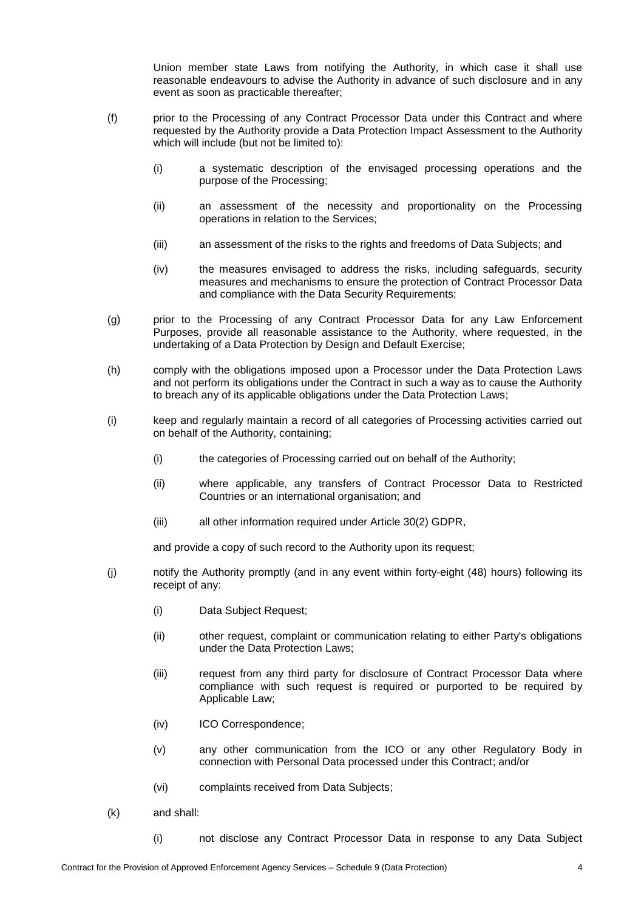Union member state Laws from notifying the Authority, in which case it shall use reasonable endeavours to advise the Authority in advance of such disclosure and in any event as soon as practicable thereafter;

(f) prior to the Processing of any Contract Processor Data under this Contract and where requested by the Authority provide a Data Protection Impact Assessment to the Authority which will include (but not be limited to):

  (i) a systematic description of the envisaged processing operations and the purpose of the Processing;

  (ii) an assessment of the necessity and proportionality on the Processing operations in relation to the Services;

  (iii) an assessment of the risks to the rights and freedoms of Data Subjects; and

  (iv) the measures envisaged to address the risks, including safeguards, security measures and mechanisms to ensure the protection of Contract Processor Data and compliance with the Data Security Requirements;

(g) prior to the Processing of any Contract Processor Data for any Law Enforcement Purposes, provide all reasonable assistance to the Authority, where requested, in the undertaking of a Data Protection by Design and Default Exercise;

(h) comply with the obligations imposed upon a Processor under the Data Protection Laws and not perform its obligations under the Contract in such a way as to cause the Authority to breach any of its applicable obligations under the Data Protection Laws;

(i) keep and regularly maintain a record of all categories of Processing activities carried out on behalf of the Authority, containing;

  (i) the categories of Processing carried out on behalf of the Authority;

  (ii) where applicable, any transfers of Contract Processor Data to Restricted Countries or an international organisation; and

  (iii) all other information required under Article 30(2) GDPR,

  and provide a copy of such record to the Authority upon its request;

(j) notify the Authority promptly (and in any event within forty-eight (48) hours) following its receipt of any:

  (i) Data Subject Request;

  (ii) other request, complaint or communication relating to either Party's obligations under the Data Protection Laws;

  (iii) request from any third party for disclosure of Contract Processor Data where compliance with such request is required or purported to be required by Applicable Law;

  (iv) ICO Correspondence;

  (v) any other communication from the ICO or any other Regulatory Body in connection with Personal Data processed under this Contract; and/or

  (vi) complaints received from Data Subjects;

(k) and shall:

  (i) not disclose any Contract Processor Data in response to any Data Subject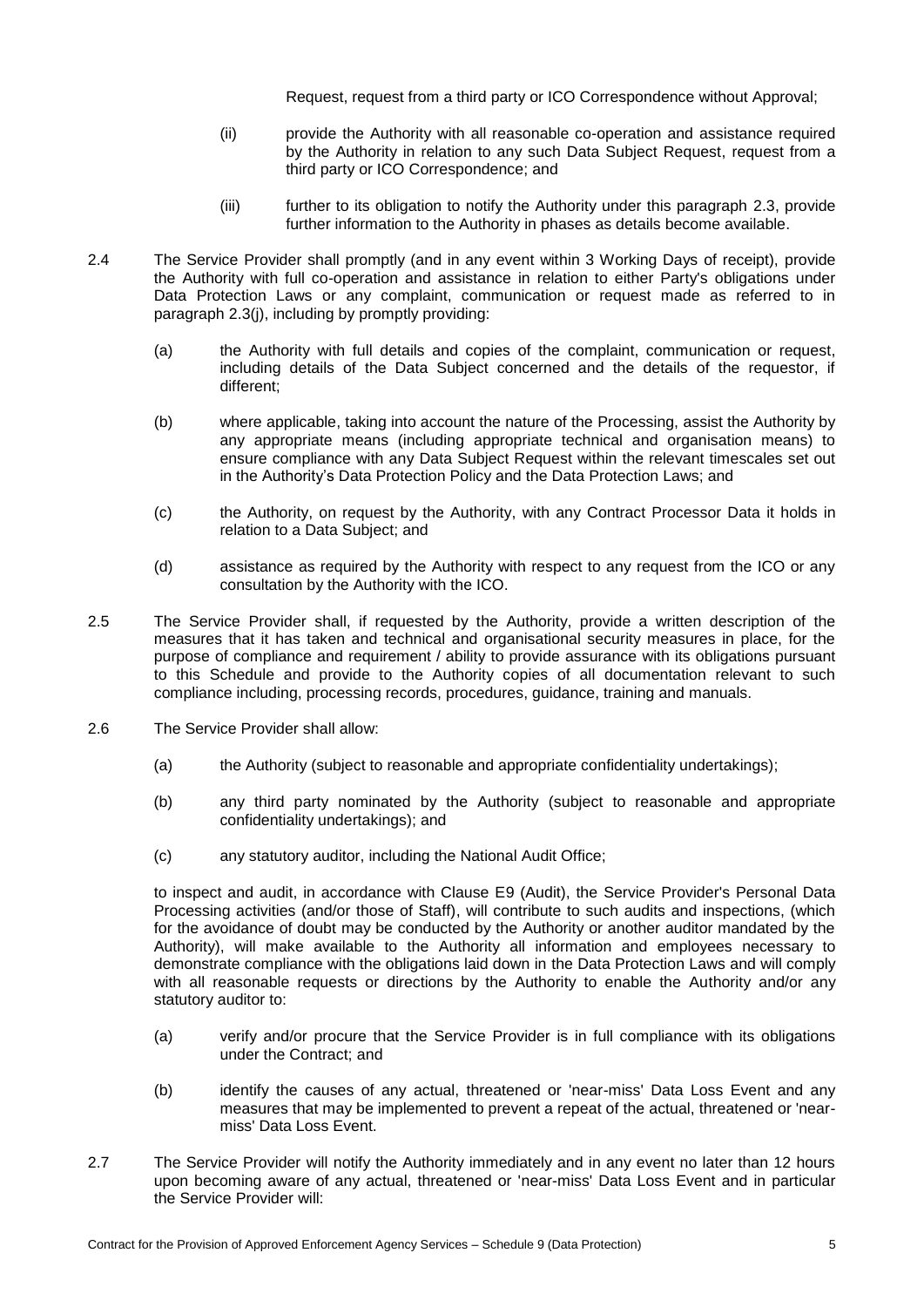Request, request from a third party or ICO Correspondence without Approval;

(ii) provide the Authority with all reasonable co-operation and assistance required by the Authority in relation to any such Data Subject Request, request from a third party or ICO Correspondence; and

(iii) further to its obligation to notify the Authority under this paragraph 2.3, provide further information to the Authority in phases as details become available.

2.4 The Service Provider shall promptly (and in any event within 3 Working Days of receipt), provide the Authority with full co-operation and assistance in relation to either Party's obligations under Data Protection Laws or any complaint, communication or request made as referred to in paragraph 2.3(j), including by promptly providing:

(a) the Authority with full details and copies of the complaint, communication or request, including details of the Data Subject concerned and the details of the requestor, if different;

(b) where applicable, taking into account the nature of the Processing, assist the Authority by any appropriate means (including appropriate technical and organisation means) to ensure compliance with any Data Subject Request within the relevant timescales set out in the Authority's Data Protection Policy and the Data Protection Laws; and

(c) the Authority, on request by the Authority, with any Contract Processor Data it holds in relation to a Data Subject; and

(d) assistance as required by the Authority with respect to any request from the ICO or any consultation by the Authority with the ICO.

2.5 The Service Provider shall, if requested by the Authority, provide a written description of the measures that it has taken and technical and organisational security measures in place, for the purpose of compliance and requirement / ability to provide assurance with its obligations pursuant to this Schedule and provide to the Authority copies of all documentation relevant to such compliance including, processing records, procedures, guidance, training and manuals.

2.6 The Service Provider shall allow:

(a) the Authority (subject to reasonable and appropriate confidentiality undertakings);

(b) any third party nominated by the Authority (subject to reasonable and appropriate confidentiality undertakings); and

(c) any statutory auditor, including the National Audit Office;

to inspect and audit, in accordance with Clause E9 (Audit), the Service Provider's Personal Data Processing activities (and/or those of Staff), will contribute to such audits and inspections, (which for the avoidance of doubt may be conducted by the Authority or another auditor mandated by the Authority), will make available to the Authority all information and employees necessary to demonstrate compliance with the obligations laid down in the Data Protection Laws and will comply with all reasonable requests or directions by the Authority to enable the Authority and/or any statutory auditor to:

(a) verify and/or procure that the Service Provider is in full compliance with its obligations under the Contract; and

(b) identify the causes of any actual, threatened or 'near-miss' Data Loss Event and any measures that may be implemented to prevent a repeat of the actual, threatened or 'near-miss' Data Loss Event.

2.7 The Service Provider will notify the Authority immediately and in any event no later than 12 hours upon becoming aware of any actual, threatened or 'near-miss' Data Loss Event and in particular the Service Provider will: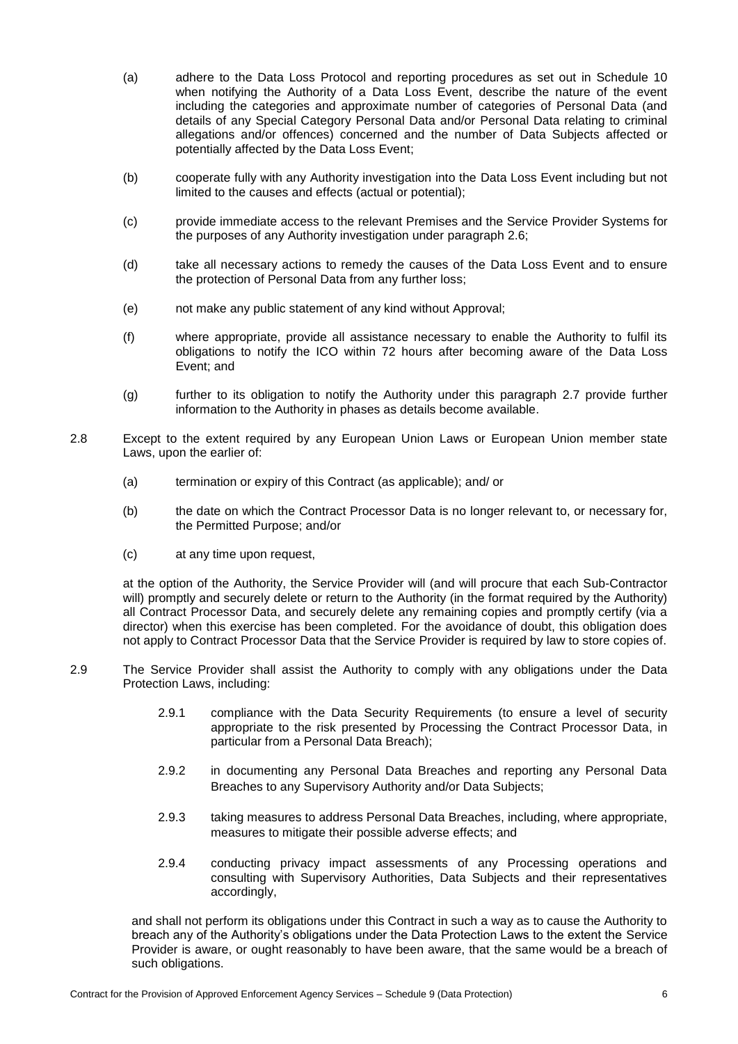(a) adhere to the Data Loss Protocol and reporting procedures as set out in Schedule 10 when notifying the Authority of a Data Loss Event, describe the nature of the event including the categories and approximate number of categories of Personal Data (and details of any Special Category Personal Data and/or Personal Data relating to criminal allegations and/or offences) concerned and the number of Data Subjects affected or potentially affected by the Data Loss Event;

(b) cooperate fully with any Authority investigation into the Data Loss Event including but not limited to the causes and effects (actual or potential);

(c) provide immediate access to the relevant Premises and the Service Provider Systems for the purposes of any Authority investigation under paragraph 2.6;

(d) take all necessary actions to remedy the causes of the Data Loss Event and to ensure the protection of Personal Data from any further loss;

(e) not make any public statement of any kind without Approval;

(f) where appropriate, provide all assistance necessary to enable the Authority to fulfil its obligations to notify the ICO within 72 hours after becoming aware of the Data Loss Event; and

(g) further to its obligation to notify the Authority under this paragraph 2.7 provide further information to the Authority in phases as details become available.

2.8 Except to the extent required by any European Union Laws or European Union member state Laws, upon the earlier of:

(a) termination or expiry of this Contract (as applicable); and/ or

(b) the date on which the Contract Processor Data is no longer relevant to, or necessary for, the Permitted Purpose; and/or

(c) at any time upon request,

at the option of the Authority, the Service Provider will (and will procure that each Sub-Contractor will) promptly and securely delete or return to the Authority (in the format required by the Authority) all Contract Processor Data, and securely delete any remaining copies and promptly certify (via a director) when this exercise has been completed. For the avoidance of doubt, this obligation does not apply to Contract Processor Data that the Service Provider is required by law to store copies of.

2.9 The Service Provider shall assist the Authority to comply with any obligations under the Data Protection Laws, including:

2.9.1 compliance with the Data Security Requirements (to ensure a level of security appropriate to the risk presented by Processing the Contract Processor Data, in particular from a Personal Data Breach);

2.9.2 in documenting any Personal Data Breaches and reporting any Personal Data Breaches to any Supervisory Authority and/or Data Subjects;

2.9.3 taking measures to address Personal Data Breaches, including, where appropriate, measures to mitigate their possible adverse effects; and

2.9.4 conducting privacy impact assessments of any Processing operations and consulting with Supervisory Authorities, Data Subjects and their representatives accordingly,

and shall not perform its obligations under this Contract in such a way as to cause the Authority to breach any of the Authority's obligations under the Data Protection Laws to the extent the Service Provider is aware, or ought reasonably to have been aware, that the same would be a breach of such obligations.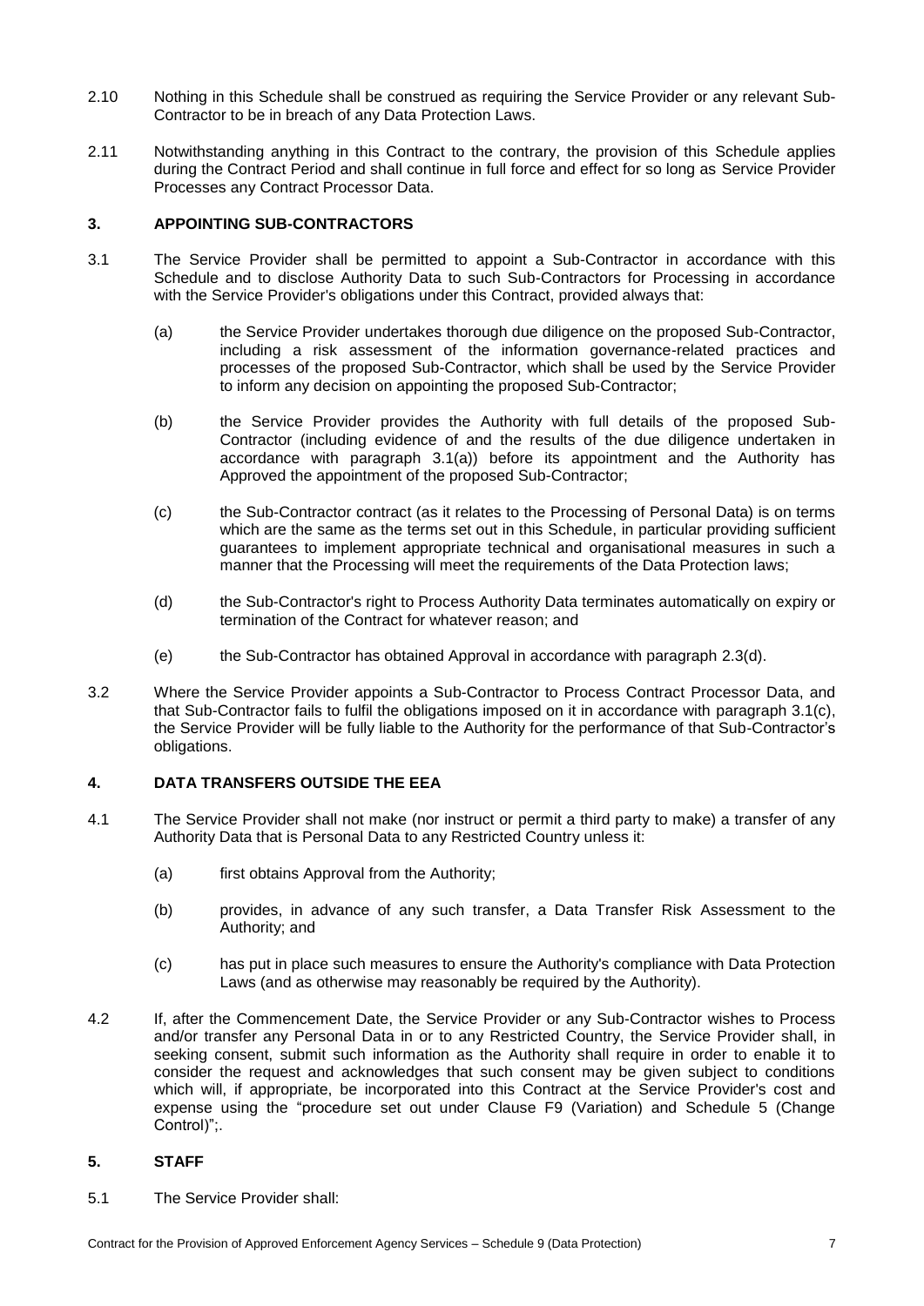2.10 Nothing in this Schedule shall be construed as requiring the Service Provider or any relevant Sub-Contractor to be in breach of any Data Protection Laws.

2.11 Notwithstanding anything in this Contract to the contrary, the provision of this Schedule applies during the Contract Period and shall continue in full force and effect for so long as Service Provider Processes any Contract Processor Data.

### 3. APPOINTING SUB-CONTRACTORS

3.1 The Service Provider shall be permitted to appoint a Sub-Contractor in accordance with this Schedule and to disclose Authority Data to such Sub-Contractors for Processing in accordance with the Service Provider's obligations under this Contract, provided always that:

(a) the Service Provider undertakes thorough due diligence on the proposed Sub-Contractor, including a risk assessment of the information governance-related practices and processes of the proposed Sub-Contractor, which shall be used by the Service Provider to inform any decision on appointing the proposed Sub-Contractor;

(b) the Service Provider provides the Authority with full details of the proposed Sub-Contractor (including evidence of and the results of the due diligence undertaken in accordance with paragraph 3.1(a)) before its appointment and the Authority has Approved the appointment of the proposed Sub-Contractor;

(c) the Sub-Contractor contract (as it relates to the Processing of Personal Data) is on terms which are the same as the terms set out in this Schedule, in particular providing sufficient guarantees to implement appropriate technical and organisational measures in such a manner that the Processing will meet the requirements of the Data Protection laws;

(d) the Sub-Contractor's right to Process Authority Data terminates automatically on expiry or termination of the Contract for whatever reason; and

(e) the Sub-Contractor has obtained Approval in accordance with paragraph 2.3(d).

3.2 Where the Service Provider appoints a Sub-Contractor to Process Contract Processor Data, and that Sub-Contractor fails to fulfil the obligations imposed on it in accordance with paragraph 3.1(c), the Service Provider will be fully liable to the Authority for the performance of that Sub-Contractor's obligations.

### 4. DATA TRANSFERS OUTSIDE THE EEA

4.1 The Service Provider shall not make (nor instruct or permit a third party to make) a transfer of any Authority Data that is Personal Data to any Restricted Country unless it:

(a) first obtains Approval from the Authority;

(b) provides, in advance of any such transfer, a Data Transfer Risk Assessment to the Authority; and

(c) has put in place such measures to ensure the Authority's compliance with Data Protection Laws (and as otherwise may reasonably be required by the Authority).

4.2 If, after the Commencement Date, the Service Provider or any Sub-Contractor wishes to Process and/or transfer any Personal Data in or to any Restricted Country, the Service Provider shall, in seeking consent, submit such information as the Authority shall require in order to enable it to consider the request and acknowledges that such consent may be given subject to conditions which will, if appropriate, be incorporated into this Contract at the Service Provider's cost and expense using the "procedure set out under Clause F9 (Variation) and Schedule 5 (Change Control)";.

### 5. STAFF

5.1 The Service Provider shall: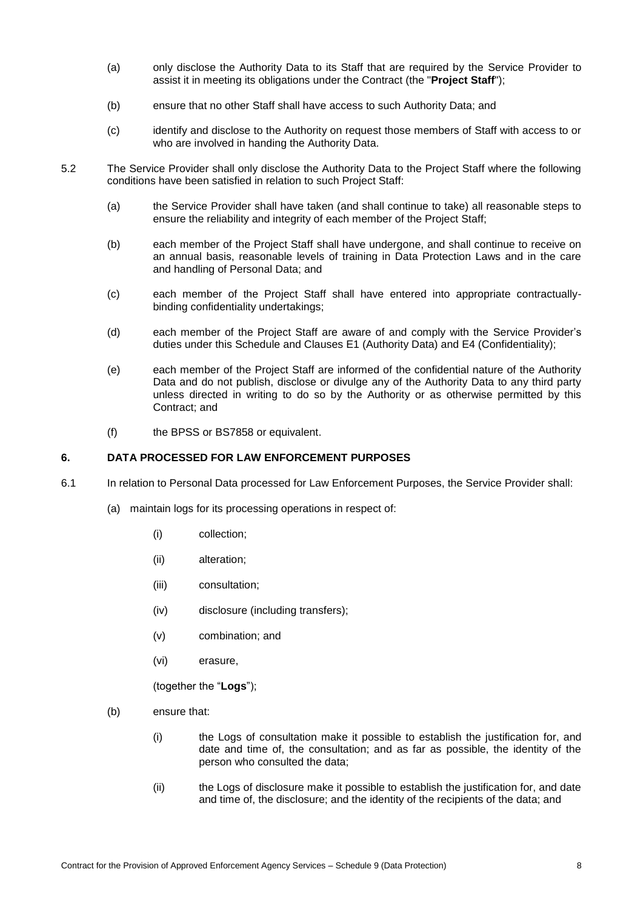(a) only disclose the Authority Data to its Staff that are required by the Service Provider to assist it in meeting its obligations under the Contract (the "**Project Staff**");

(b) ensure that no other Staff shall have access to such Authority Data; and

(c) identify and disclose to the Authority on request those members of Staff with access to or who are involved in handing the Authority Data.

5.2 The Service Provider shall only disclose the Authority Data to the Project Staff where the following conditions have been satisfied in relation to such Project Staff:

(a) the Service Provider shall have taken (and shall continue to take) all reasonable steps to ensure the reliability and integrity of each member of the Project Staff;

(b) each member of the Project Staff shall have undergone, and shall continue to receive on an annual basis, reasonable levels of training in Data Protection Laws and in the care and handling of Personal Data; and

(c) each member of the Project Staff shall have entered into appropriate contractually-binding confidentiality undertakings;

(d) each member of the Project Staff are aware of and comply with the Service Provider's duties under this Schedule and Clauses E1 (Authority Data) and E4 (Confidentiality);

(e) each member of the Project Staff are informed of the confidential nature of the Authority Data and do not publish, disclose or divulge any of the Authority Data to any third party unless directed in writing to do so by the Authority or as otherwise permitted by this Contract; and

(f) the BPSS or BS7858 or equivalent.

## 6. DATA PROCESSED FOR LAW ENFORCEMENT PURPOSES

6.1 In relation to Personal Data processed for Law Enforcement Purposes, the Service Provider shall:

(a) maintain logs for its processing operations in respect of:

(i) collection;

(ii) alteration;

(iii) consultation;

(iv) disclosure (including transfers);

(v) combination; and

(vi) erasure,

(together the "**Logs**");

(b) ensure that:

(i) the Logs of consultation make it possible to establish the justification for, and date and time of, the consultation; and as far as possible, the identity of the person who consulted the data;

(ii) the Logs of disclosure make it possible to establish the justification for, and date and time of, the disclosure; and the identity of the recipients of the data; and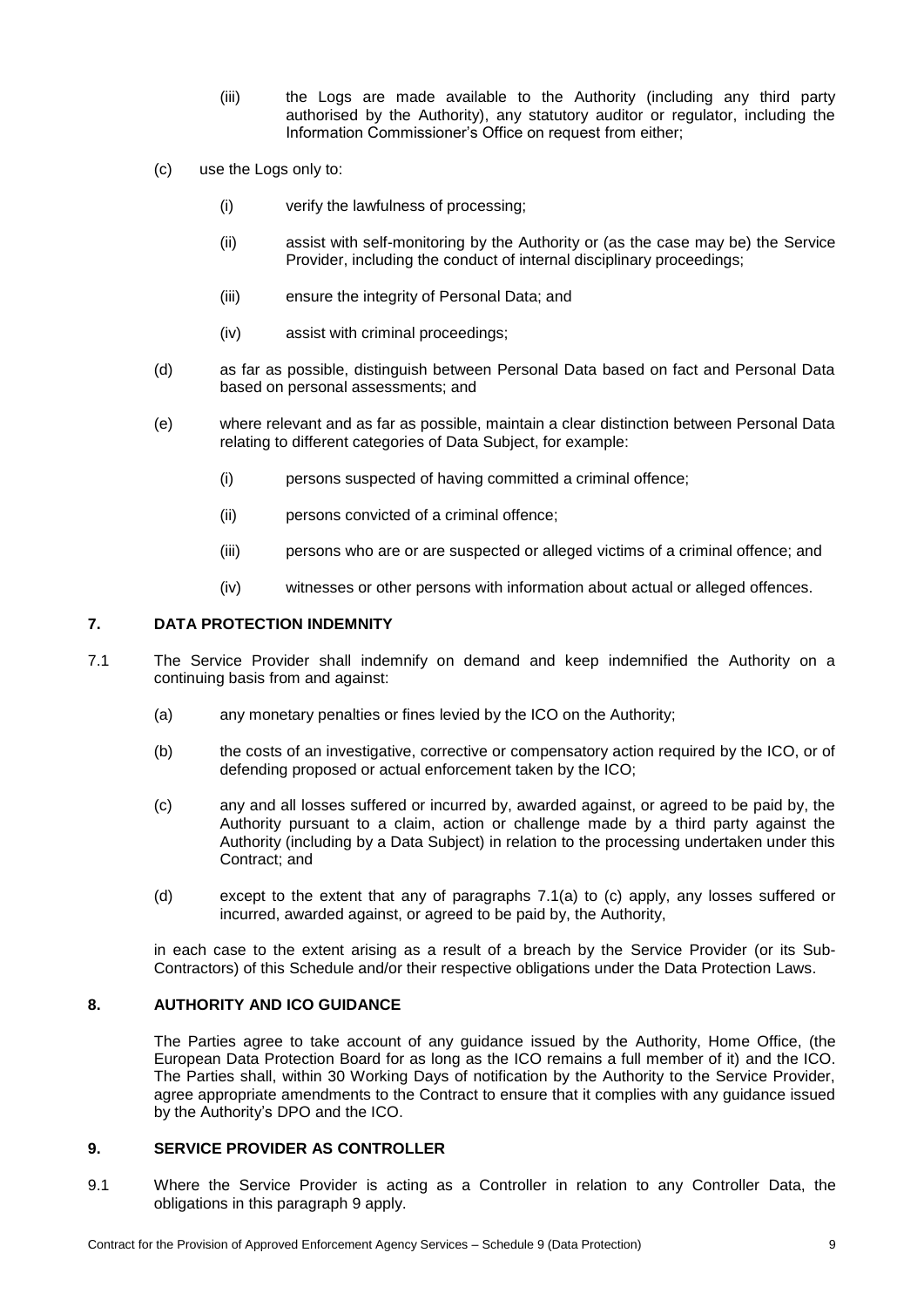(iii) the Logs are made available to the Authority (including any third party authorised by the Authority), any statutory auditor or regulator, including the Information Commissioner's Office on request from either;

(c) use the Logs only to:

(i) verify the lawfulness of processing;

(ii) assist with self-monitoring by the Authority or (as the case may be) the Service Provider, including the conduct of internal disciplinary proceedings;

(iii) ensure the integrity of Personal Data; and

(iv) assist with criminal proceedings;

(d) as far as possible, distinguish between Personal Data based on fact and Personal Data based on personal assessments; and

(e) where relevant and as far as possible, maintain a clear distinction between Personal Data relating to different categories of Data Subject, for example:

(i) persons suspected of having committed a criminal offence;

(ii) persons convicted of a criminal offence;

(iii) persons who are or are suspected or alleged victims of a criminal offence; and

(iv) witnesses or other persons with information about actual or alleged offences.

## 7. DATA PROTECTION INDEMNITY

7.1 The Service Provider shall indemnify on demand and keep indemnified the Authority on a continuing basis from and against:

(a) any monetary penalties or fines levied by the ICO on the Authority;

(b) the costs of an investigative, corrective or compensatory action required by the ICO, or of defending proposed or actual enforcement taken by the ICO;

(c) any and all losses suffered or incurred by, awarded against, or agreed to be paid by, the Authority pursuant to a claim, action or challenge made by a third party against the Authority (including by a Data Subject) in relation to the processing undertaken under this Contract; and

(d) except to the extent that any of paragraphs 7.1(a) to (c) apply, any losses suffered or incurred, awarded against, or agreed to be paid by, the Authority,

in each case to the extent arising as a result of a breach by the Service Provider (or its Sub-Contractors) of this Schedule and/or their respective obligations under the Data Protection Laws.

## 8. AUTHORITY AND ICO GUIDANCE

The Parties agree to take account of any guidance issued by the Authority, Home Office, (the European Data Protection Board for as long as the ICO remains a full member of it) and the ICO. The Parties shall, within 30 Working Days of notification by the Authority to the Service Provider, agree appropriate amendments to the Contract to ensure that it complies with any guidance issued by the Authority's DPO and the ICO.

## 9. SERVICE PROVIDER AS CONTROLLER

9.1 Where the Service Provider is acting as a Controller in relation to any Controller Data, the obligations in this paragraph 9 apply.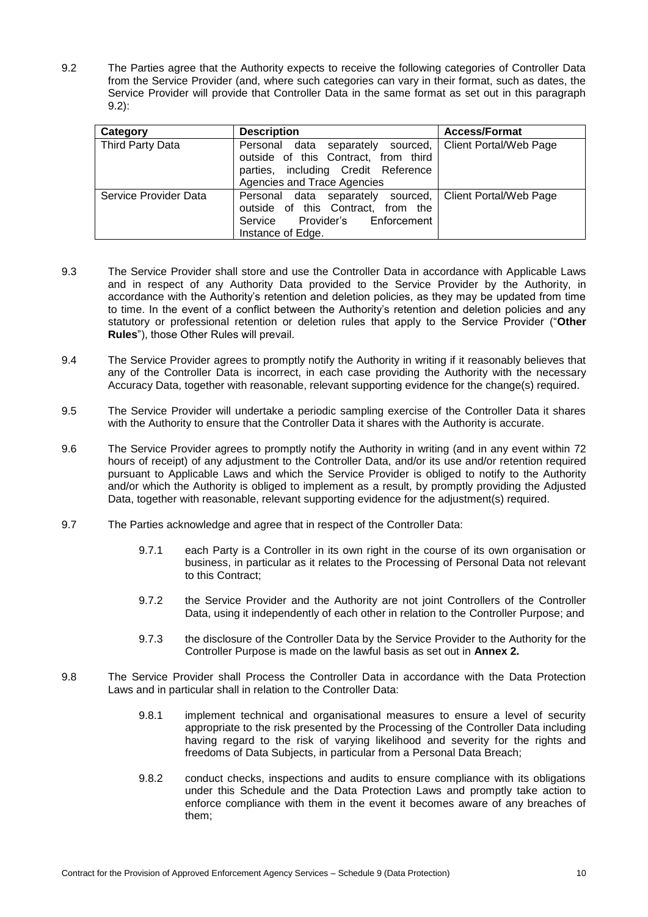9.2 The Parties agree that the Authority expects to receive the following categories of Controller Data from the Service Provider (and, where such categories can vary in their format, such as dates, the Service Provider will provide that Controller Data in the same format as set out in this paragraph 9.2):

| Category | Description | Access/Format |
|---|---|---|
| Third Party Data | Personal data separately sourced, outside of this Contract, from third parties, including Credit Reference Agencies and Trace Agencies | Client Portal/Web Page |
| Service Provider Data | Personal data separately sourced, outside of this Contract, from the Service Provider's Enforcement Instance of Edge. | Client Portal/Web Page |

9.3 The Service Provider shall store and use the Controller Data in accordance with Applicable Laws and in respect of any Authority Data provided to the Service Provider by the Authority, in accordance with the Authority's retention and deletion policies, as they may be updated from time to time. In the event of a conflict between the Authority's retention and deletion policies and any statutory or professional retention or deletion rules that apply to the Service Provider ("**Other Rules**"), those Other Rules will prevail.

9.4 The Service Provider agrees to promptly notify the Authority in writing if it reasonably believes that any of the Controller Data is incorrect, in each case providing the Authority with the necessary Accuracy Data, together with reasonable, relevant supporting evidence for the change(s) required.

9.5 The Service Provider will undertake a periodic sampling exercise of the Controller Data it shares with the Authority to ensure that the Controller Data it shares with the Authority is accurate.

9.6 The Service Provider agrees to promptly notify the Authority in writing (and in any event within 72 hours of receipt) of any adjustment to the Controller Data, and/or its use and/or retention required pursuant to Applicable Laws and which the Service Provider is obliged to notify to the Authority and/or which the Authority is obliged to implement as a result, by promptly providing the Adjusted Data, together with reasonable, relevant supporting evidence for the adjustment(s) required.

9.7 The Parties acknowledge and agree that in respect of the Controller Data:

9.7.1 each Party is a Controller in its own right in the course of its own organisation or business, in particular as it relates to the Processing of Personal Data not relevant to this Contract;

9.7.2 the Service Provider and the Authority are not joint Controllers of the Controller Data, using it independently of each other in relation to the Controller Purpose; and

9.7.3 the disclosure of the Controller Data by the Service Provider to the Authority for the Controller Purpose is made on the lawful basis as set out in **Annex 2.**

9.8 The Service Provider shall Process the Controller Data in accordance with the Data Protection Laws and in particular shall in relation to the Controller Data:

9.8.1 implement technical and organisational measures to ensure a level of security appropriate to the risk presented by the Processing of the Controller Data including having regard to the risk of varying likelihood and severity for the rights and freedoms of Data Subjects, in particular from a Personal Data Breach;

9.8.2 conduct checks, inspections and audits to ensure compliance with its obligations under this Schedule and the Data Protection Laws and promptly take action to enforce compliance with them in the event it becomes aware of any breaches of them;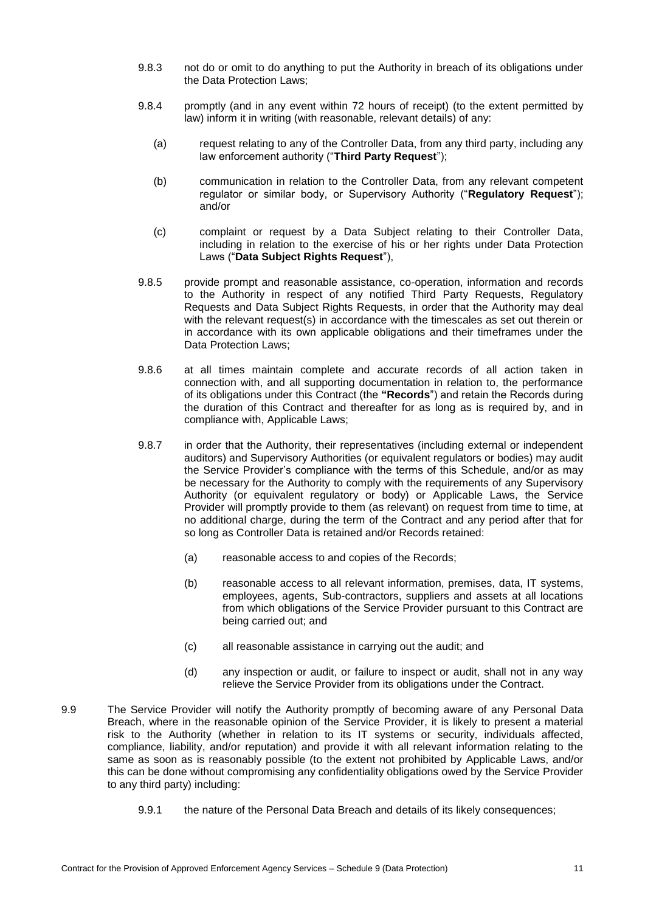9.8.3 not do or omit to do anything to put the Authority in breach of its obligations under the Data Protection Laws;

9.8.4 promptly (and in any event within 72 hours of receipt) (to the extent permitted by law) inform it in writing (with reasonable, relevant details) of any:

(a) request relating to any of the Controller Data, from any third party, including any law enforcement authority ("**Third Party Request**");

(b) communication in relation to the Controller Data, from any relevant competent regulator or similar body, or Supervisory Authority ("**Regulatory Request**"); and/or

(c) complaint or request by a Data Subject relating to their Controller Data, including in relation to the exercise of his or her rights under Data Protection Laws ("**Data Subject Rights Request**"),

9.8.5 provide prompt and reasonable assistance, co-operation, information and records to the Authority in respect of any notified Third Party Requests, Regulatory Requests and Data Subject Rights Requests, in order that the Authority may deal with the relevant request(s) in accordance with the timescales as set out therein or in accordance with its own applicable obligations and their timeframes under the Data Protection Laws;

9.8.6 at all times maintain complete and accurate records of all action taken in connection with, and all supporting documentation in relation to, the performance of its obligations under this Contract (the **"Records**") and retain the Records during the duration of this Contract and thereafter for as long as is required by, and in compliance with, Applicable Laws;

9.8.7 in order that the Authority, their representatives (including external or independent auditors) and Supervisory Authorities (or equivalent regulators or bodies) may audit the Service Provider's compliance with the terms of this Schedule, and/or as may be necessary for the Authority to comply with the requirements of any Supervisory Authority (or equivalent regulatory or body) or Applicable Laws, the Service Provider will promptly provide to them (as relevant) on request from time to time, at no additional charge, during the term of the Contract and any period after that for so long as Controller Data is retained and/or Records retained:

(a) reasonable access to and copies of the Records;

(b) reasonable access to all relevant information, premises, data, IT systems, employees, agents, Sub-contractors, suppliers and assets at all locations from which obligations of the Service Provider pursuant to this Contract are being carried out; and

(c) all reasonable assistance in carrying out the audit; and

(d) any inspection or audit, or failure to inspect or audit, shall not in any way relieve the Service Provider from its obligations under the Contract.

9.9 The Service Provider will notify the Authority promptly of becoming aware of any Personal Data Breach, where in the reasonable opinion of the Service Provider, it is likely to present a material risk to the Authority (whether in relation to its IT systems or security, individuals affected, compliance, liability, and/or reputation) and provide it with all relevant information relating to the same as soon as is reasonably possible (to the extent not prohibited by Applicable Laws, and/or this can be done without compromising any confidentiality obligations owed by the Service Provider to any third party) including:

9.9.1 the nature of the Personal Data Breach and details of its likely consequences;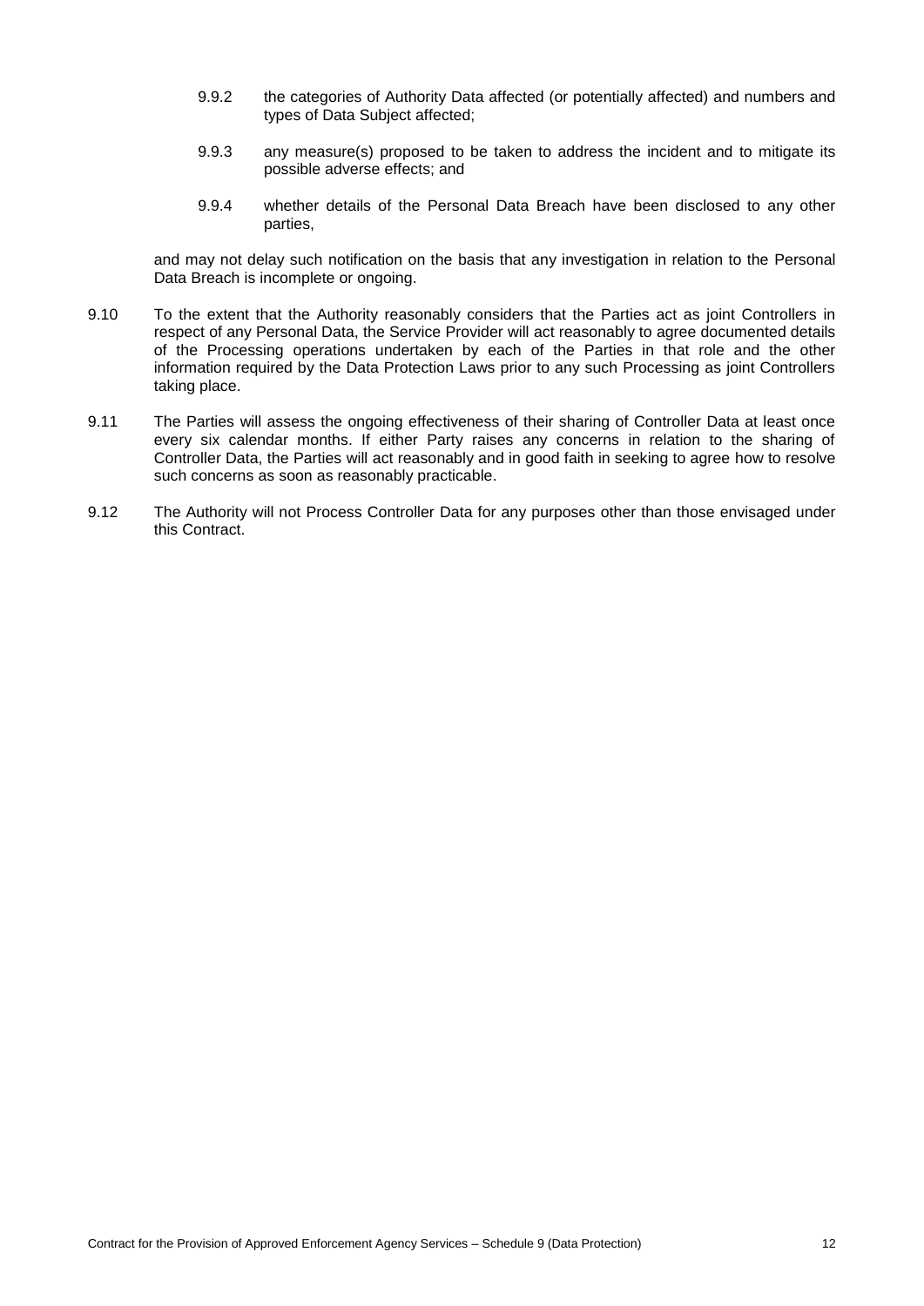9.9.2 the categories of Authority Data affected (or potentially affected) and numbers and types of Data Subject affected;

9.9.3 any measure(s) proposed to be taken to address the incident and to mitigate its possible adverse effects; and

9.9.4 whether details of the Personal Data Breach have been disclosed to any other parties,

and may not delay such notification on the basis that any investigation in relation to the Personal Data Breach is incomplete or ongoing.

9.10 To the extent that the Authority reasonably considers that the Parties act as joint Controllers in respect of any Personal Data, the Service Provider will act reasonably to agree documented details of the Processing operations undertaken by each of the Parties in that role and the other information required by the Data Protection Laws prior to any such Processing as joint Controllers taking place.

9.11 The Parties will assess the ongoing effectiveness of their sharing of Controller Data at least once every six calendar months. If either Party raises any concerns in relation to the sharing of Controller Data, the Parties will act reasonably and in good faith in seeking to agree how to resolve such concerns as soon as reasonably practicable.

9.12 The Authority will not Process Controller Data for any purposes other than those envisaged under this Contract.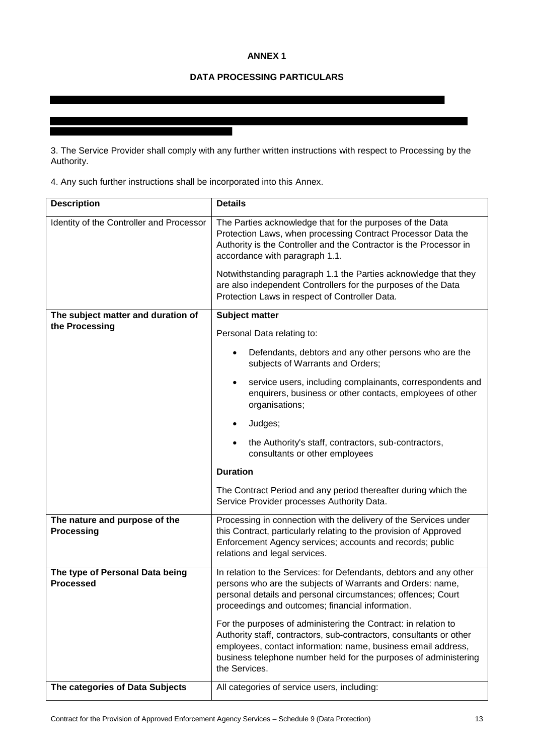**ANNEX 1**

**DATA PROCESSING PARTICULARS**

3. The Service Provider shall comply with any further written instructions with respect to Processing by the Authority.

4. Any such further instructions shall be incorporated into this Annex.

| **Description** | **Details** |
|---|---|
| Identity of the Controller and Processor | The Parties acknowledge that for the purposes of the Data Protection Laws, when processing Contract Processor Data the Authority is the Controller and the Contractor is the Processor in accordance with paragraph 1.1.<br><br>Notwithstanding paragraph 1.1 the Parties acknowledge that they are also independent Controllers for the purposes of the Data Protection Laws in respect of Controller Data. |
| **The subject matter and duration of the Processing** | **Subject matter**<br><br>Personal Data relating to:<br><br>• Defendants, debtors and any other persons who are the subjects of Warrants and Orders;<br>• service users, including complainants, correspondents and enquirers, business or other contacts, employees of other organisations;<br>• Judges;<br>• the Authority's staff, contractors, sub-contractors, consultants or other employees<br><br>**Duration**<br><br>The Contract Period and any period thereafter during which the Service Provider processes Authority Data. |
| **The nature and purpose of the Processing** | Processing in connection with the delivery of the Services under this Contract, particularly relating to the provision of Approved Enforcement Agency services; accounts and records; public relations and legal services. |
| **The type of Personal Data being Processed** | In relation to the Services: for Defendants, debtors and any other persons who are the subjects of Warrants and Orders: name, personal details and personal circumstances; offences; Court proceedings and outcomes; financial information.<br><br>For the purposes of administering the Contract: in relation to Authority staff, contractors, sub-contractors, consultants or other employees, contact information: name, business email address, business telephone number held for the purposes of administering the Services. |
| **The categories of Data Subjects** | All categories of service users, including: |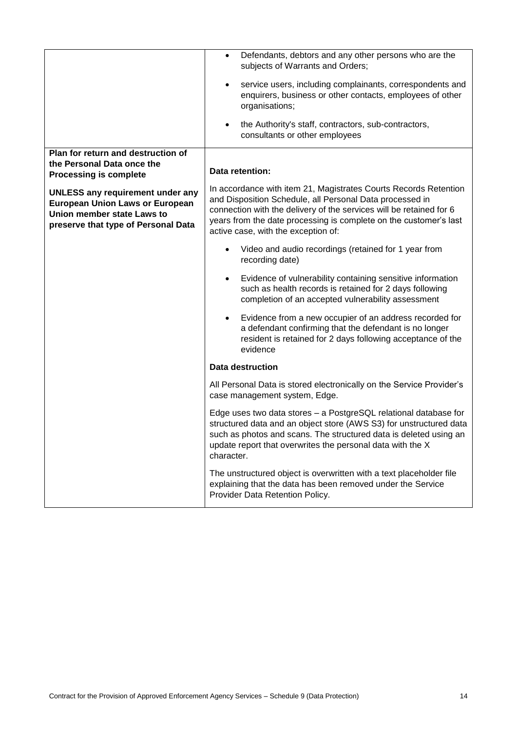| | |
|---|---|
| | • Defendants, debtors and any other persons who are the subjects of Warrants and Orders;<br><br>• service users, including complainants, correspondents and enquirers, business or other contacts, employees of other organisations;<br><br>• the Authority's staff, contractors, sub-contractors, consultants or other employees |
| **Plan for return and destruction of the Personal Data once the Processing is complete**<br><br>**UNLESS any requirement under any European Union Laws or European Union member state Laws to preserve that type of Personal Data** | **Data retention:**<br><br>In accordance with item 21, Magistrates Courts Records Retention and Disposition Schedule, all Personal Data processed in connection with the delivery of the services will be retained for 6 years from the date processing is complete on the customer's last active case, with the exception of:<br><br>• Video and audio recordings (retained for 1 year from recording date)<br><br>• Evidence of vulnerability containing sensitive information such as health records is retained for 2 days following completion of an accepted vulnerability assessment<br><br>• Evidence from a new occupier of an address recorded for a defendant confirming that the defendant is no longer resident is retained for 2 days following acceptance of the evidence<br><br>**Data destruction**<br><br>All Personal Data is stored electronically on the Service Provider's case management system, Edge.<br><br>Edge uses two data stores – a PostgreSQL relational database for structured data and an object store (AWS S3) for unstructured data such as photos and scans. The structured data is deleted using an update report that overwrites the personal data with the X character.<br><br>The unstructured object is overwritten with a text placeholder file explaining that the data has been removed under the Service Provider Data Retention Policy. |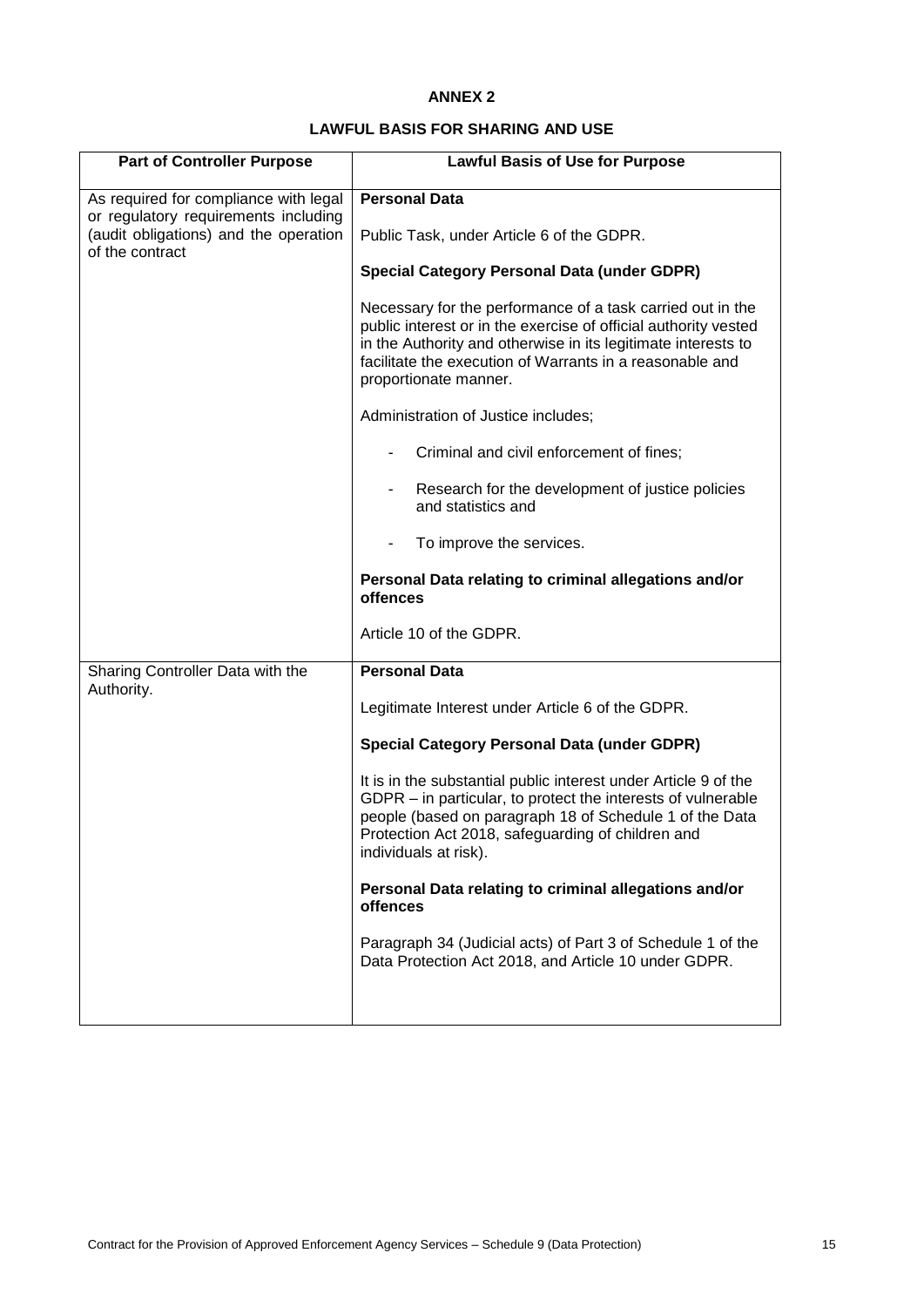# ANNEX 2

## LAWFUL BASIS FOR SHARING AND USE

| Part of Controller Purpose | Lawful Basis of Use for Purpose |
|---|---|
| As required for compliance with legal or regulatory requirements including (audit obligations) and the operation of the contract | **Personal Data**<br><br>Public Task, under Article 6 of the GDPR.<br><br>**Special Category Personal Data (under GDPR)**<br><br>Necessary for the performance of a task carried out in the public interest or in the exercise of official authority vested in the Authority and otherwise in its legitimate interests to facilitate the execution of Warrants in a reasonable and proportionate manner.<br><br>Administration of Justice includes;<br><br>- Criminal and civil enforcement of fines;<br>- Research for the development of justice policies and statistics and<br>- To improve the services.<br><br>**Personal Data relating to criminal allegations and/or offences**<br><br>Article 10 of the GDPR. |
| Sharing Controller Data with the Authority. | **Personal Data**<br><br>Legitimate Interest under Article 6 of the GDPR.<br><br>**Special Category Personal Data (under GDPR)**<br><br>It is in the substantial public interest under Article 9 of the GDPR – in particular, to protect the interests of vulnerable people (based on paragraph 18 of Schedule 1 of the Data Protection Act 2018, safeguarding of children and individuals at risk).<br><br>**Personal Data relating to criminal allegations and/or offences**<br><br>Paragraph 34 (Judicial acts) of Part 3 of Schedule 1 of the Data Protection Act 2018, and Article 10 under GDPR. |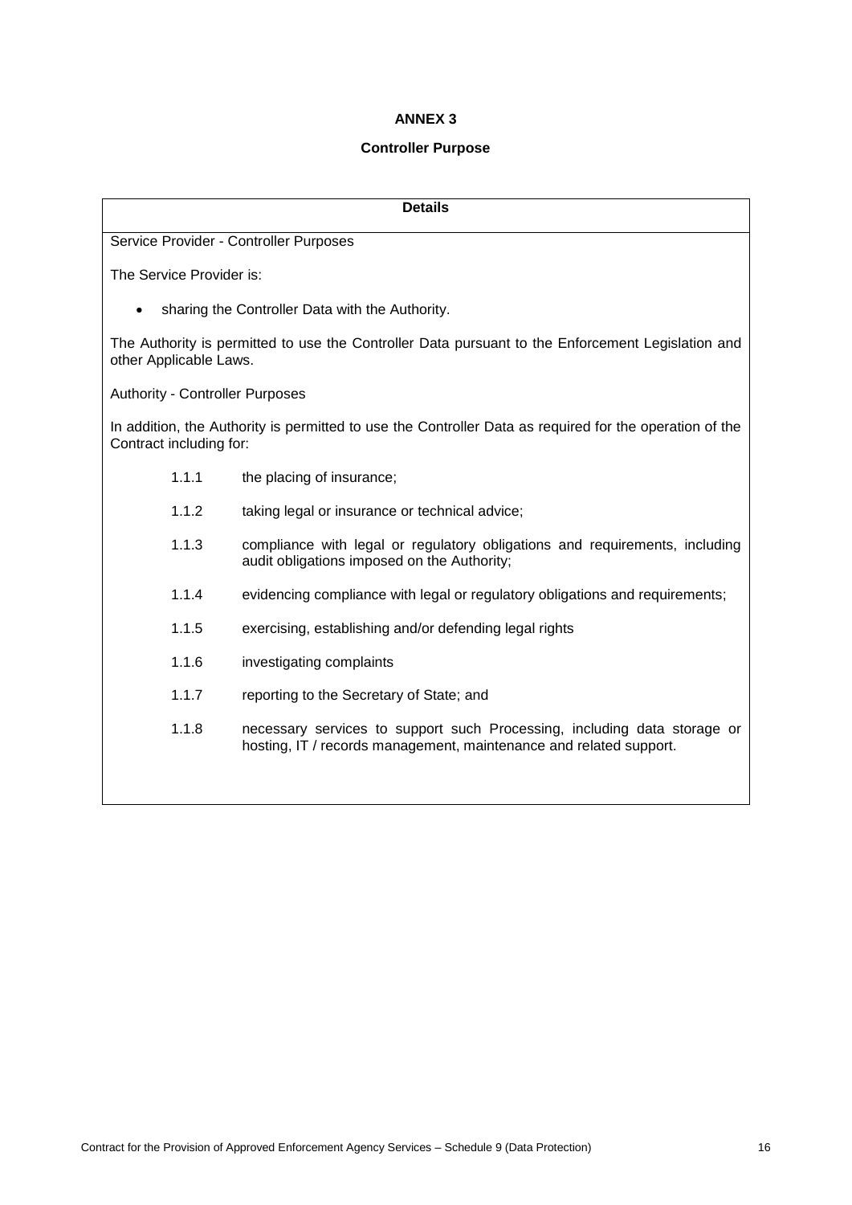**ANNEX 3**

**Controller Purpose**

| **Details** |
|---|
| Service Provider - Controller Purposes<br><br>The Service Provider is:<br><br>• sharing the Controller Data with the Authority.<br><br>The Authority is permitted to use the Controller Data pursuant to the Enforcement Legislation and other Applicable Laws.<br><br>Authority - Controller Purposes<br><br>In addition, the Authority is permitted to use the Controller Data as required for the operation of the Contract including for:<br><br>1.1.1 the placing of insurance;<br><br>1.1.2 taking legal or insurance or technical advice;<br><br>1.1.3 compliance with legal or regulatory obligations and requirements, including audit obligations imposed on the Authority;<br><br>1.1.4 evidencing compliance with legal or regulatory obligations and requirements;<br><br>1.1.5 exercising, establishing and/or defending legal rights<br><br>1.1.6 investigating complaints<br><br>1.1.7 reporting to the Secretary of State; and<br><br>1.1.8 necessary services to support such Processing, including data storage or hosting, IT / records management, maintenance and related support. |